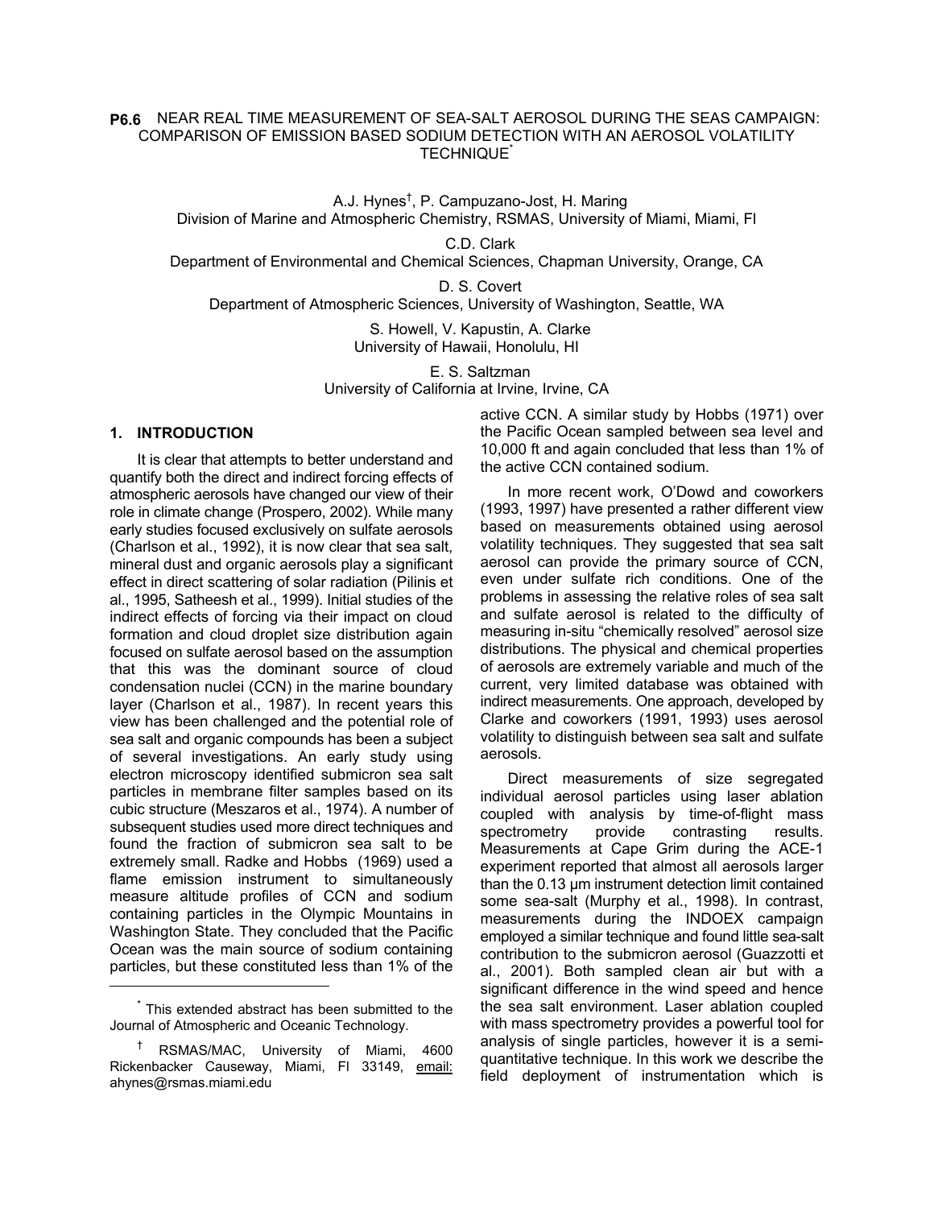# P6.6 NEAR REAL TIME MEASUREMENT OF SEA-SALT AEROSOL DURING THE SEAS CAMPAIGN: COMPARISON OF EMISSION BASED SODIUM DETECTION WITH AN AEROSOL VOLATILITY TECHNIQUE*

A.J. Hynes†, P. Campuzano-Jost, H. Maring
Division of Marine and Atmospheric Chemistry, RSMAS, University of Miami, Miami, Fl

C.D. Clark
Department of Environmental and Chemical Sciences, Chapman University, Orange, CA

D. S. Covert
Department of Atmospheric Sciences, University of Washington, Seattle, WA

S. Howell, V. Kapustin, A. Clarke
University of Hawaii, Honolulu, HI

E. S. Saltzman
University of California at Irvine, Irvine, CA

## 1. INTRODUCTION

It is clear that attempts to better understand and quantify both the direct and indirect forcing effects of atmospheric aerosols have changed our view of their role in climate change (Prospero, 2002). While many early studies focused exclusively on sulfate aerosols (Charlson et al., 1992), it is now clear that sea salt, mineral dust and organic aerosols play a significant effect in direct scattering of solar radiation (Pilinis et al., 1995, Satheesh et al., 1999). Initial studies of the indirect effects of forcing via their impact on cloud formation and cloud droplet size distribution again focused on sulfate aerosol based on the assumption that this was the dominant source of cloud condensation nuclei (CCN) in the marine boundary layer (Charlson et al., 1987). In recent years this view has been challenged and the potential role of sea salt and organic compounds has been a subject of several investigations. An early study using electron microscopy identified submicron sea salt particles in membrane filter samples based on its cubic structure (Meszaros et al., 1974). A number of subsequent studies used more direct techniques and found the fraction of submicron sea salt to be extremely small. Radke and Hobbs (1969) used a flame emission instrument to simultaneously measure altitude profiles of CCN and sodium containing particles in the Olympic Mountains in Washington State. They concluded that the Pacific Ocean was the main source of sodium containing particles, but these constituted less than 1% of the active CCN. A similar study by Hobbs (1971) over the Pacific Ocean sampled between sea level and 10,000 ft and again concluded that less than 1% of the active CCN contained sodium.

In more recent work, O'Dowd and coworkers (1993, 1997) have presented a rather different view based on measurements obtained using aerosol volatility techniques. They suggested that sea salt aerosol can provide the primary source of CCN, even under sulfate rich conditions. One of the problems in assessing the relative roles of sea salt and sulfate aerosol is related to the difficulty of measuring in-situ "chemically resolved" aerosol size distributions. The physical and chemical properties of aerosols are extremely variable and much of the current, very limited database was obtained with indirect measurements. One approach, developed by Clarke and coworkers (1991, 1993) uses aerosol volatility to distinguish between sea salt and sulfate aerosols.

Direct measurements of size segregated individual aerosol particles using laser ablation coupled with analysis by time-of-flight mass spectrometry provide contrasting results. Measurements at Cape Grim during the ACE-1 experiment reported that almost all aerosols larger than the 0.13 µm instrument detection limit contained some sea-salt (Murphy et al., 1998). In contrast, measurements during the INDOEX campaign employed a similar technique and found little sea-salt contribution to the submicron aerosol (Guazzotti et al., 2001). Both sampled clean air but with a significant difference in the wind speed and hence the sea salt environment. Laser ablation coupled with mass spectrometry provides a powerful tool for analysis of single particles, however it is a semi-quantitative technique. In this work we describe the field deployment of instrumentation which is

---

* This extended abstract has been submitted to the Journal of Atmospheric and Oceanic Technology.

† RSMAS/MAC, University of Miami, 4600 Rickenbacker Causeway, Miami, Fl 33149, email: ahynes@rsmas.miami.edu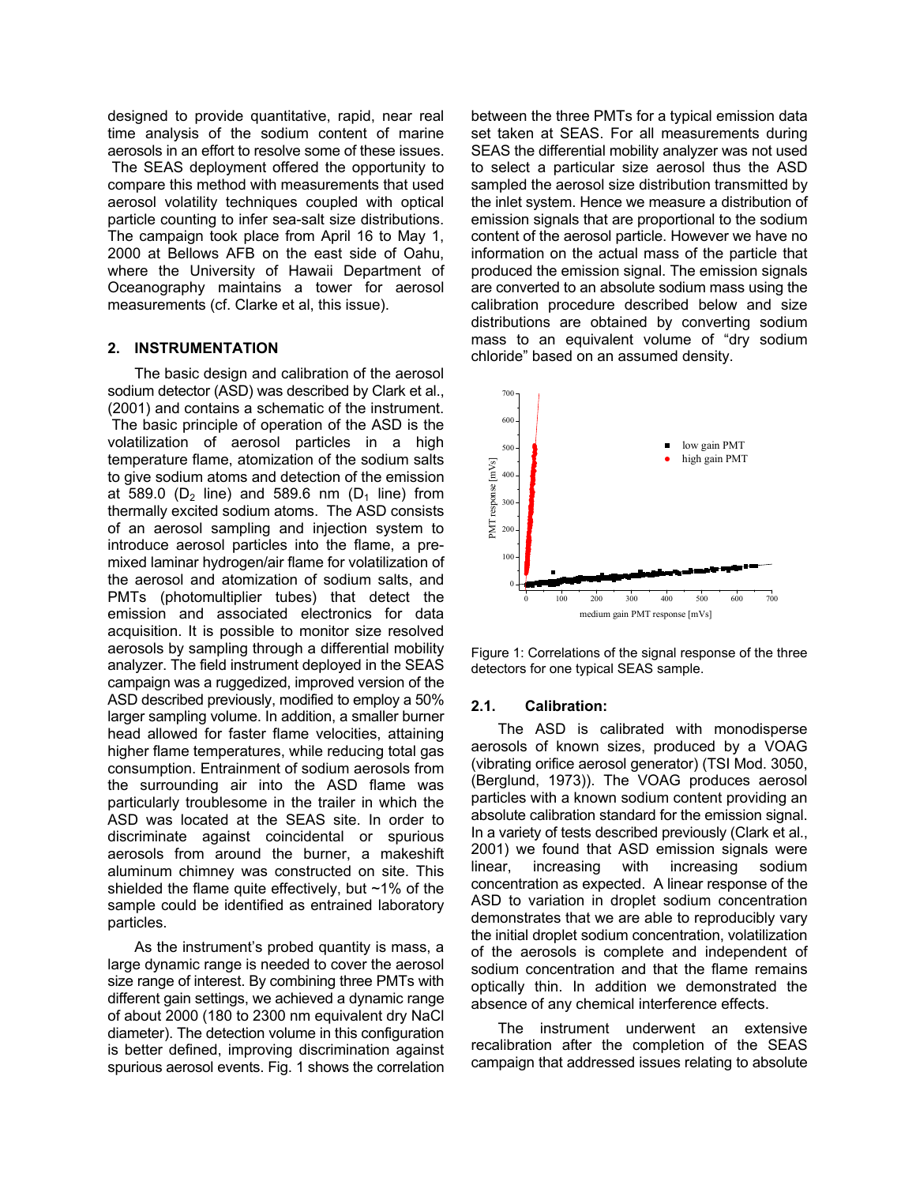designed to provide quantitative, rapid, near real time analysis of the sodium content of marine aerosols in an effort to resolve some of these issues. The SEAS deployment offered the opportunity to compare this method with measurements that used aerosol volatility techniques coupled with optical particle counting to infer sea-salt size distributions. The campaign took place from April 16 to May 1, 2000 at Bellows AFB on the east side of Oahu, where the University of Hawaii Department of Oceanography maintains a tower for aerosol measurements (cf. Clarke et al, this issue).

## 2. INSTRUMENTATION

The basic design and calibration of the aerosol sodium detector (ASD) was described by Clark et al., (2001) and contains a schematic of the instrument. The basic principle of operation of the ASD is the volatilization of aerosol particles in a high temperature flame, atomization of the sodium salts to give sodium atoms and detection of the emission at 589.0 ($D_2$ line) and 589.6 nm ($D_1$ line) from thermally excited sodium atoms. The ASD consists of an aerosol sampling and injection system to introduce aerosol particles into the flame, a pre-mixed laminar hydrogen/air flame for volatilization of the aerosol and atomization of sodium salts, and PMTs (photomultiplier tubes) that detect the emission and associated electronics for data acquisition. It is possible to monitor size resolved aerosols by sampling through a differential mobility analyzer. The field instrument deployed in the SEAS campaign was a ruggedized, improved version of the ASD described previously, modified to employ a 50% larger sampling volume. In addition, a smaller burner head allowed for faster flame velocities, attaining higher flame temperatures, while reducing total gas consumption. Entrainment of sodium aerosols from the surrounding air into the ASD flame was particularly troublesome in the trailer in which the ASD was located at the SEAS site. In order to discriminate against coincidental or spurious aerosols from around the burner, a makeshift aluminum chimney was constructed on site. This shielded the flame quite effectively, but ~1% of the sample could be identified as entrained laboratory particles.

As the instrument's probed quantity is mass, a large dynamic range is needed to cover the aerosol size range of interest. By combining three PMTs with different gain settings, we achieved a dynamic range of about 2000 (180 to 2300 nm equivalent dry NaCl diameter). The detection volume in this configuration is better defined, improving discrimination against spurious aerosol events. Fig. 1 shows the correlation between the three PMTs for a typical emission data set taken at SEAS. For all measurements during SEAS the differential mobility analyzer was not used to select a particular size aerosol thus the ASD sampled the aerosol size distribution transmitted by the inlet system. Hence we measure a distribution of emission signals that are proportional to the sodium content of the aerosol particle. However we have no information on the actual mass of the particle that produced the emission signal. The emission signals are converted to an absolute sodium mass using the calibration procedure described below and size distributions are obtained by converting sodium mass to an equivalent volume of "dry sodium chloride" based on an assumed density.

Figure 1: Correlations of the signal response of the three detectors for one typical SEAS sample.

### 2.1. Calibration:

The ASD is calibrated with monodisperse aerosols of known sizes, produced by a VOAG (vibrating orifice aerosol generator) (TSI Mod. 3050, (Berglund, 1973)). The VOAG produces aerosol particles with a known sodium content providing an absolute calibration standard for the emission signal. In a variety of tests described previously (Clark et al., 2001) we found that ASD emission signals were linear, increasing with increasing sodium concentration as expected. A linear response of the ASD to variation in droplet sodium concentration demonstrates that we are able to reproducibly vary the initial droplet sodium concentration, volatilization of the aerosols is complete and independent of sodium concentration and that the flame remains optically thin. In addition we demonstrated the absence of any chemical interference effects.

The instrument underwent an extensive recalibration after the completion of the SEAS campaign that addressed issues relating to absolute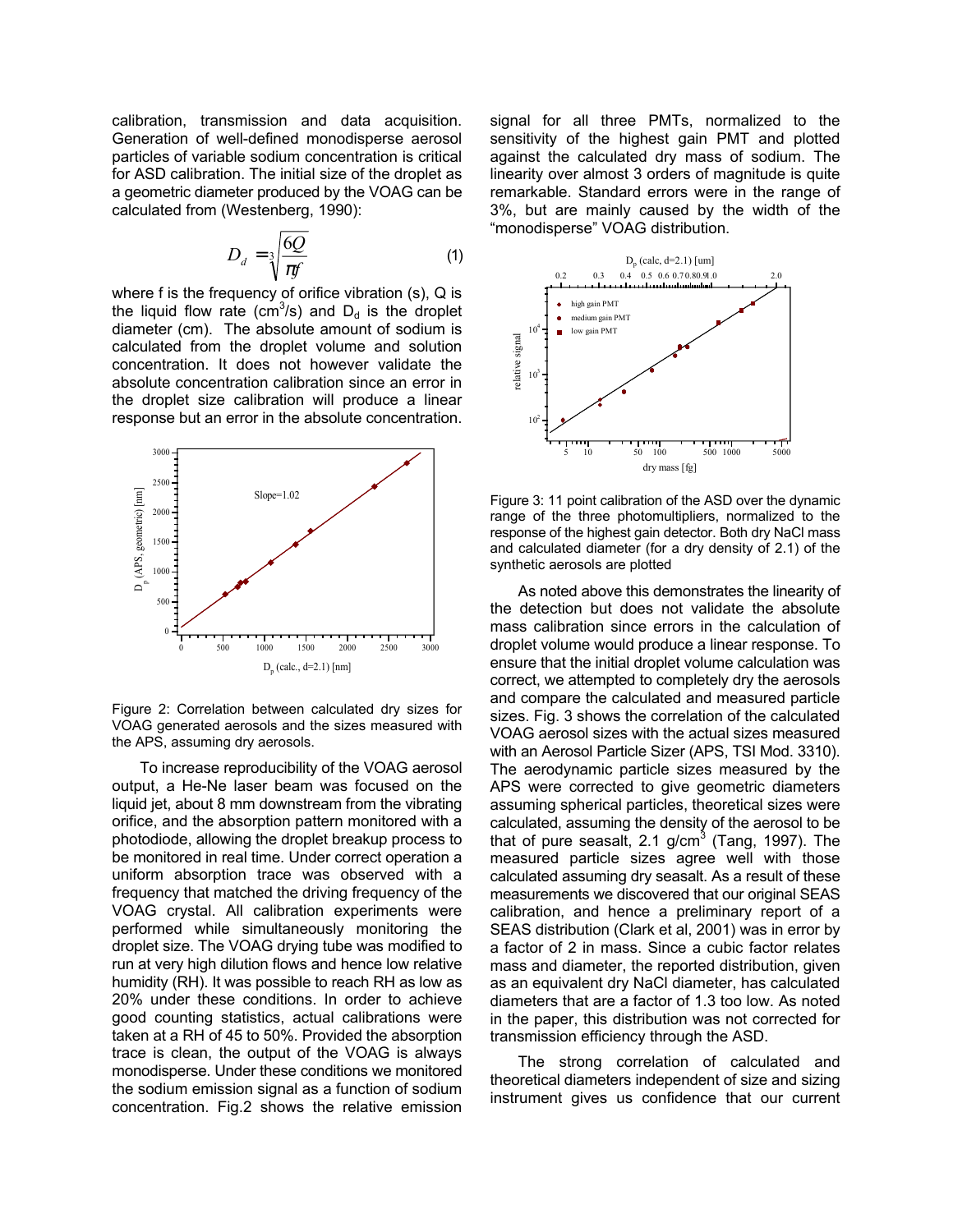calibration, transmission and data acquisition. Generation of well-defined monodisperse aerosol particles of variable sodium concentration is critical for ASD calibration. The initial size of the droplet as a geometric diameter produced by the VOAG can be calculated from (Westenberg, 1990):

$$D_d = \sqrt[3]{\frac{6Q}{\pi f}} \qquad (1)$$

where f is the frequency of orifice vibration (s), Q is the liquid flow rate ($cm^3/s$) and $D_d$ is the droplet diameter (cm). The absolute amount of sodium is calculated from the droplet volume and solution concentration. It does not however validate the absolute concentration calibration since an error in the droplet size calibration will produce a linear response but an error in the absolute concentration.

Figure 2: Correlation between calculated dry sizes for VOAG generated aerosols and the sizes measured with the APS, assuming dry aerosols.

To increase reproducibility of the VOAG aerosol output, a He-Ne laser beam was focused on the liquid jet, about 8 mm downstream from the vibrating orifice, and the absorption pattern monitored with a photodiode, allowing the droplet breakup process to be monitored in real time. Under correct operation a uniform absorption trace was observed with a frequency that matched the driving frequency of the VOAG crystal. All calibration experiments were performed while simultaneously monitoring the droplet size. The VOAG drying tube was modified to run at very high dilution flows and hence low relative humidity (RH). It was possible to reach RH as low as 20% under these conditions. In order to achieve good counting statistics, actual calibrations were taken at a RH of 45 to 50%. Provided the absorption trace is clean, the output of the VOAG is always monodisperse. Under these conditions we monitored the sodium emission signal as a function of sodium concentration. Fig.2 shows the relative emission signal for all three PMTs, normalized to the sensitivity of the highest gain PMT and plotted against the calculated dry mass of sodium. The linearity over almost 3 orders of magnitude is quite remarkable. Standard errors were in the range of 3%, but are mainly caused by the width of the "monodisperse" VOAG distribution.

Figure 3: 11 point calibration of the ASD over the dynamic range of the three photomultipliers, normalized to the response of the highest gain detector. Both dry NaCl mass and calculated diameter (for a dry density of 2.1) of the synthetic aerosols are plotted

As noted above this demonstrates the linearity of the detection but does not validate the absolute mass calibration since errors in the calculation of droplet volume would produce a linear response. To ensure that the initial droplet volume calculation was correct, we attempted to completely dry the aerosols and compare the calculated and measured particle sizes. Fig. 3 shows the correlation of the calculated VOAG aerosol sizes with the actual sizes measured with an Aerosol Particle Sizer (APS, TSI Mod. 3310). The aerodynamic particle sizes measured by the APS were corrected to give geometric diameters assuming spherical particles, theoretical sizes were calculated, assuming the density of the aerosol to be that of pure seasalt, 2.1 $g/cm^3$ (Tang, 1997). The measured particle sizes agree well with those calculated assuming dry seasalt. As a result of these measurements we discovered that our original SEAS calibration, and hence a preliminary report of a SEAS distribution (Clark et al, 2001) was in error by a factor of 2 in mass. Since a cubic factor relates mass and diameter, the reported distribution, given as an equivalent dry NaCl diameter, has calculated diameters that are a factor of 1.3 too low. As noted in the paper, this distribution was not corrected for transmission efficiency through the ASD.

The strong correlation of calculated and theoretical diameters independent of size and sizing instrument gives us confidence that our current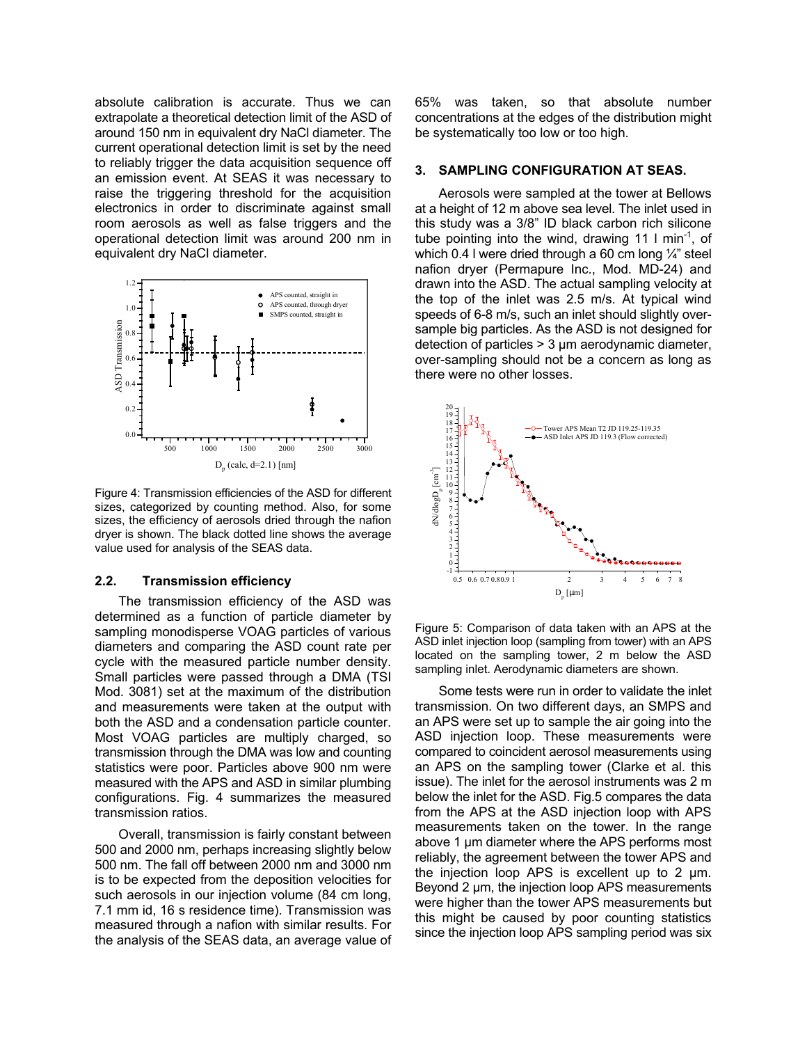absolute calibration is accurate. Thus we can extrapolate a theoretical detection limit of the ASD of around 150 nm in equivalent dry NaCl diameter. The current operational detection limit is set by the need to reliably trigger the data acquisition sequence off an emission event. At SEAS it was necessary to raise the triggering threshold for the acquisition electronics in order to discriminate against small room aerosols as well as false triggers and the operational detection limit was around 200 nm in equivalent dry NaCl diameter.

Figure 4: Transmission efficiencies of the ASD for different sizes, categorized by counting method. Also, for some sizes, the efficiency of aerosols dried through the nafion dryer is shown. The black dotted line shows the average value used for analysis of the SEAS data.

### 2.2. Transmission efficiency

The transmission efficiency of the ASD was determined as a function of particle diameter by sampling monodisperse VOAG particles of various diameters and comparing the ASD count rate per cycle with the measured particle number density. Small particles were passed through a DMA (TSI Mod. 3081) set at the maximum of the distribution and measurements were taken at the output with both the ASD and a condensation particle counter. Most VOAG particles are multiply charged, so transmission through the DMA was low and counting statistics were poor. Particles above 900 nm were measured with the APS and ASD in similar plumbing configurations. Fig. 4 summarizes the measured transmission ratios.

Overall, transmission is fairly constant between 500 and 2000 nm, perhaps increasing slightly below 500 nm. The fall off between 2000 nm and 3000 nm is to be expected from the deposition velocities for such aerosols in our injection volume (84 cm long, 7.1 mm id, 16 s residence time). Transmission was measured through a nafion with similar results. For the analysis of the SEAS data, an average value of 65% was taken, so that absolute number concentrations at the edges of the distribution might be systematically too low or too high.

## 3. SAMPLING CONFIGURATION AT SEAS.

Aerosols were sampled at the tower at Bellows at a height of 12 m above sea level. The inlet used in this study was a 3/8" ID black carbon rich silicone tube pointing into the wind, drawing 11 l min$^{-1}$, of which 0.4 l were dried through a 60 cm long ¼" steel nafion dryer (Permapure Inc., Mod. MD-24) and drawn into the ASD. The actual sampling velocity at the top of the inlet was 2.5 m/s. At typical wind speeds of 6-8 m/s, such an inlet should slightly over-sample big particles. As the ASD is not designed for detection of particles > 3 μm aerodynamic diameter, over-sampling should not be a concern as long as there were no other losses.

Figure 5: Comparison of data taken with an APS at the ASD inlet injection loop (sampling from tower) with an APS located on the sampling tower, 2 m below the ASD sampling inlet. Aerodynamic diameters are shown.

Some tests were run in order to validate the inlet transmission. On two different days, an SMPS and an APS were set up to sample the air going into the ASD injection loop. These measurements were compared to coincident aerosol measurements using an APS on the sampling tower (Clarke et al. this issue). The inlet for the aerosol instruments was 2 m below the inlet for the ASD. Fig.5 compares the data from the APS at the ASD injection loop with APS measurements taken on the tower. In the range above 1 μm diameter where the APS performs most reliably, the agreement between the tower APS and the injection loop APS is excellent up to 2 μm. Beyond 2 μm, the injection loop APS measurements were higher than the tower APS measurements but this might be caused by poor counting statistics since the injection loop APS sampling period was six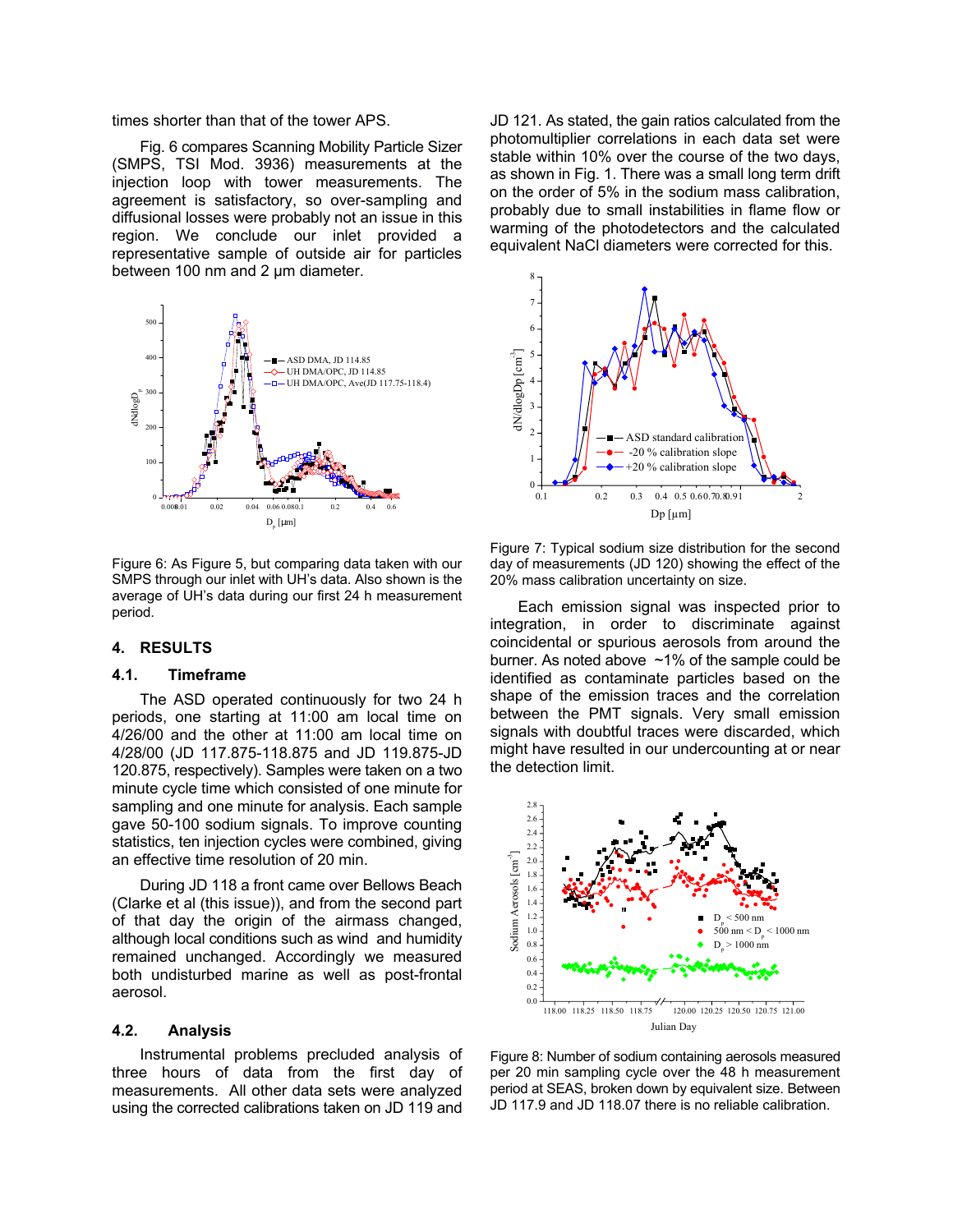times shorter than that of the tower APS.

Fig. 6 compares Scanning Mobility Particle Sizer (SMPS, TSI Mod. 3936) measurements at the injection loop with tower measurements. The agreement is satisfactory, so over-sampling and diffusional losses were probably not an issue in this region. We conclude our inlet provided a representative sample of outside air for particles between 100 nm and 2 µm diameter.

Figure 6: As Figure 5, but comparing data taken with our SMPS through our inlet with UH's data. Also shown is the average of UH's data during our first 24 h measurement period.

## 4. RESULTS

### 4.1. Timeframe

The ASD operated continuously for two 24 h periods, one starting at 11:00 am local time on 4/26/00 and the other at 11:00 am local time on 4/28/00 (JD 117.875-118.875 and JD 119.875-JD 120.875, respectively). Samples were taken on a two minute cycle time which consisted of one minute for sampling and one minute for analysis. Each sample gave 50-100 sodium signals. To improve counting statistics, ten injection cycles were combined, giving an effective time resolution of 20 min.

During JD 118 a front came over Bellows Beach (Clarke et al (this issue)), and from the second part of that day the origin of the airmass changed, although local conditions such as wind and humidity remained unchanged. Accordingly we measured both undisturbed marine as well as post-frontal aerosol.

### 4.2. Analysis

Instrumental problems precluded analysis of three hours of data from the first day of measurements. All other data sets were analyzed using the corrected calibrations taken on JD 119 and JD 121. As stated, the gain ratios calculated from the photomultiplier correlations in each data set were stable within 10% over the course of the two days, as shown in Fig. 1. There was a small long term drift on the order of 5% in the sodium mass calibration, probably due to small instabilities in flame flow or warming of the photodetectors and the calculated equivalent NaCl diameters were corrected for this.

Figure 7: Typical sodium size distribution for the second day of measurements (JD 120) showing the effect of the 20% mass calibration uncertainty on size.

Each emission signal was inspected prior to integration, in order to discriminate against coincidental or spurious aerosols from around the burner. As noted above ~1% of the sample could be identified as contaminate particles based on the shape of the emission traces and the correlation between the PMT signals. Very small emission signals with doubtful traces were discarded, which might have resulted in our undercounting at or near the detection limit.

Figure 8: Number of sodium containing aerosols measured per 20 min sampling cycle over the 48 h measurement period at SEAS, broken down by equivalent size. Between JD 117.9 and JD 118.07 there is no reliable calibration.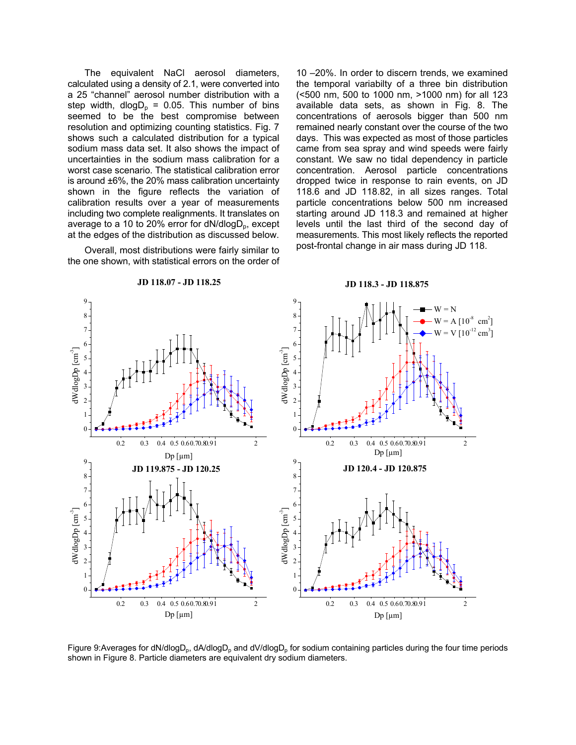The equivalent NaCl aerosol diameters, calculated using a density of 2.1, were converted into a 25 "channel" aerosol number distribution with a step width, $d\log D_p$ = 0.05. This number of bins seemed to be the best compromise between resolution and optimizing counting statistics. Fig. 7 shows such a calculated distribution for a typical sodium mass data set. It also shows the impact of uncertainties in the sodium mass calibration for a worst case scenario. The statistical calibration error is around ±6%, the 20% mass calibration uncertainty shown in the figure reflects the variation of calibration results over a year of measurements including two complete realignments. It translates on average to a 10 to 20% error for $dN/d\log D_p$, except at the edges of the distribution as discussed below.

Overall, most distributions were fairly similar to the one shown, with statistical errors on the order of 10 –20%. In order to discern trends, we examined the temporal variabilty of a three bin distribution (<500 nm, 500 to 1000 nm, >1000 nm) for all 123 available data sets, as shown in Fig. 8. The concentrations of aerosols bigger than 500 nm remained nearly constant over the course of the two days. This was expected as most of those particles came from sea spray and wind speeds were fairly constant. We saw no tidal dependency in particle concentration. Aerosol particle concentrations dropped twice in response to rain events, on JD 118.6 and JD 118.82, in all sizes ranges. Total particle concentrations below 500 nm increased starting around JD 118.3 and remained at higher levels until the last third of the second day of measurements. This most likely reflects the reported post-frontal change in air mass during JD 118.

Figure 9: Averages for $dN/d\log D_p$, $dA/d\log D_p$ and $dV/d\log D_p$ for sodium containing particles during the four time periods shown in Figure 8. Particle diameters are equivalent dry sodium diameters.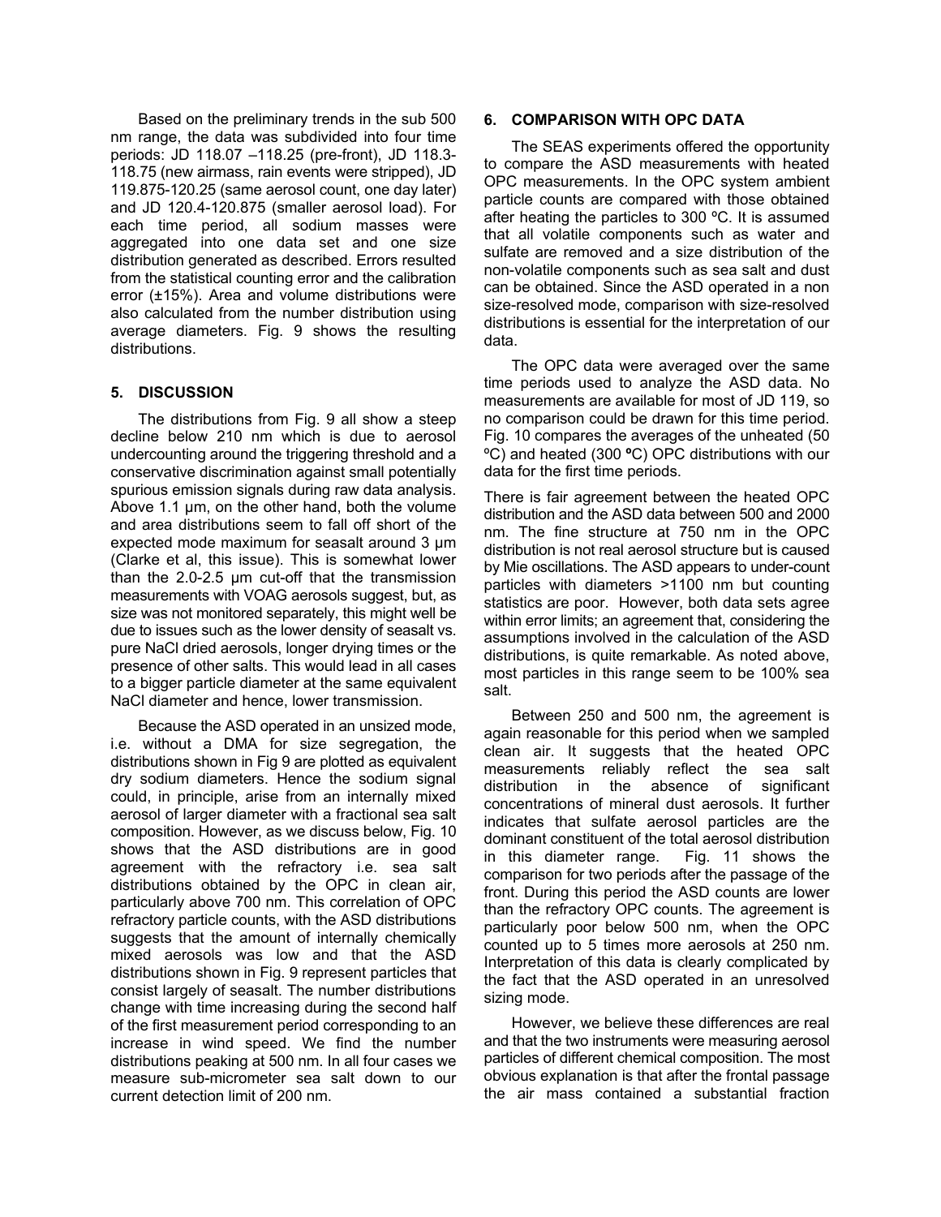Based on the preliminary trends in the sub 500 nm range, the data was subdivided into four time periods: JD 118.07 –118.25 (pre-front), JD 118.3-118.75 (new airmass, rain events were stripped), JD 119.875-120.25 (same aerosol count, one day later) and JD 120.4-120.875 (smaller aerosol load). For each time period, all sodium masses were aggregated into one data set and one size distribution generated as described. Errors resulted from the statistical counting error and the calibration error (±15%). Area and volume distributions were also calculated from the number distribution using average diameters. Fig. 9 shows the resulting distributions.

## 5. DISCUSSION

The distributions from Fig. 9 all show a steep decline below 210 nm which is due to aerosol undercounting around the triggering threshold and a conservative discrimination against small potentially spurious emission signals during raw data analysis. Above 1.1 µm, on the other hand, both the volume and area distributions seem to fall off short of the expected mode maximum for seasalt around 3 µm (Clarke et al, this issue). This is somewhat lower than the 2.0-2.5 µm cut-off that the transmission measurements with VOAG aerosols suggest, but, as size was not monitored separately, this might well be due to issues such as the lower density of seasalt vs. pure NaCl dried aerosols, longer drying times or the presence of other salts. This would lead in all cases to a bigger particle diameter at the same equivalent NaCl diameter and hence, lower transmission.

Because the ASD operated in an unsized mode, i.e. without a DMA for size segregation, the distributions shown in Fig 9 are plotted as equivalent dry sodium diameters. Hence the sodium signal could, in principle, arise from an internally mixed aerosol of larger diameter with a fractional sea salt composition. However, as we discuss below, Fig. 10 shows that the ASD distributions are in good agreement with the refractory i.e. sea salt distributions obtained by the OPC in clean air, particularly above 700 nm. This correlation of OPC refractory particle counts, with the ASD distributions suggests that the amount of internally chemically mixed aerosols was low and that the ASD distributions shown in Fig. 9 represent particles that consist largely of seasalt. The number distributions change with time increasing during the second half of the first measurement period corresponding to an increase in wind speed. We find the number distributions peaking at 500 nm. In all four cases we measure sub-micrometer sea salt down to our current detection limit of 200 nm.

## 6. COMPARISON WITH OPC DATA

The SEAS experiments offered the opportunity to compare the ASD measurements with heated OPC measurements. In the OPC system ambient particle counts are compared with those obtained after heating the particles to 300 ºC. It is assumed that all volatile components such as water and sulfate are removed and a size distribution of the non-volatile components such as sea salt and dust can be obtained. Since the ASD operated in a non size-resolved mode, comparison with size-resolved distributions is essential for the interpretation of our data.

The OPC data were averaged over the same time periods used to analyze the ASD data. No measurements are available for most of JD 119, so no comparison could be drawn for this time period. Fig. 10 compares the averages of the unheated (50 ºC) and heated (300 ºC) OPC distributions with our data for the first time periods.

There is fair agreement between the heated OPC distribution and the ASD data between 500 and 2000 nm. The fine structure at 750 nm in the OPC distribution is not real aerosol structure but is caused by Mie oscillations. The ASD appears to under-count particles with diameters >1100 nm but counting statistics are poor. However, both data sets agree within error limits; an agreement that, considering the assumptions involved in the calculation of the ASD distributions, is quite remarkable. As noted above, most particles in this range seem to be 100% sea salt.

Between 250 and 500 nm, the agreement is again reasonable for this period when we sampled clean air. It suggests that the heated OPC measurements reliably reflect the sea salt distribution in the absence of significant concentrations of mineral dust aerosols. It further indicates that sulfate aerosol particles are the dominant constituent of the total aerosol distribution in this diameter range. Fig. 11 shows the comparison for two periods after the passage of the front. During this period the ASD counts are lower than the refractory OPC counts. The agreement is particularly poor below 500 nm, when the OPC counted up to 5 times more aerosols at 250 nm. Interpretation of this data is clearly complicated by the fact that the ASD operated in an unresolved sizing mode.

However, we believe these differences are real and that the two instruments were measuring aerosol particles of different chemical composition. The most obvious explanation is that after the frontal passage the air mass contained a substantial fraction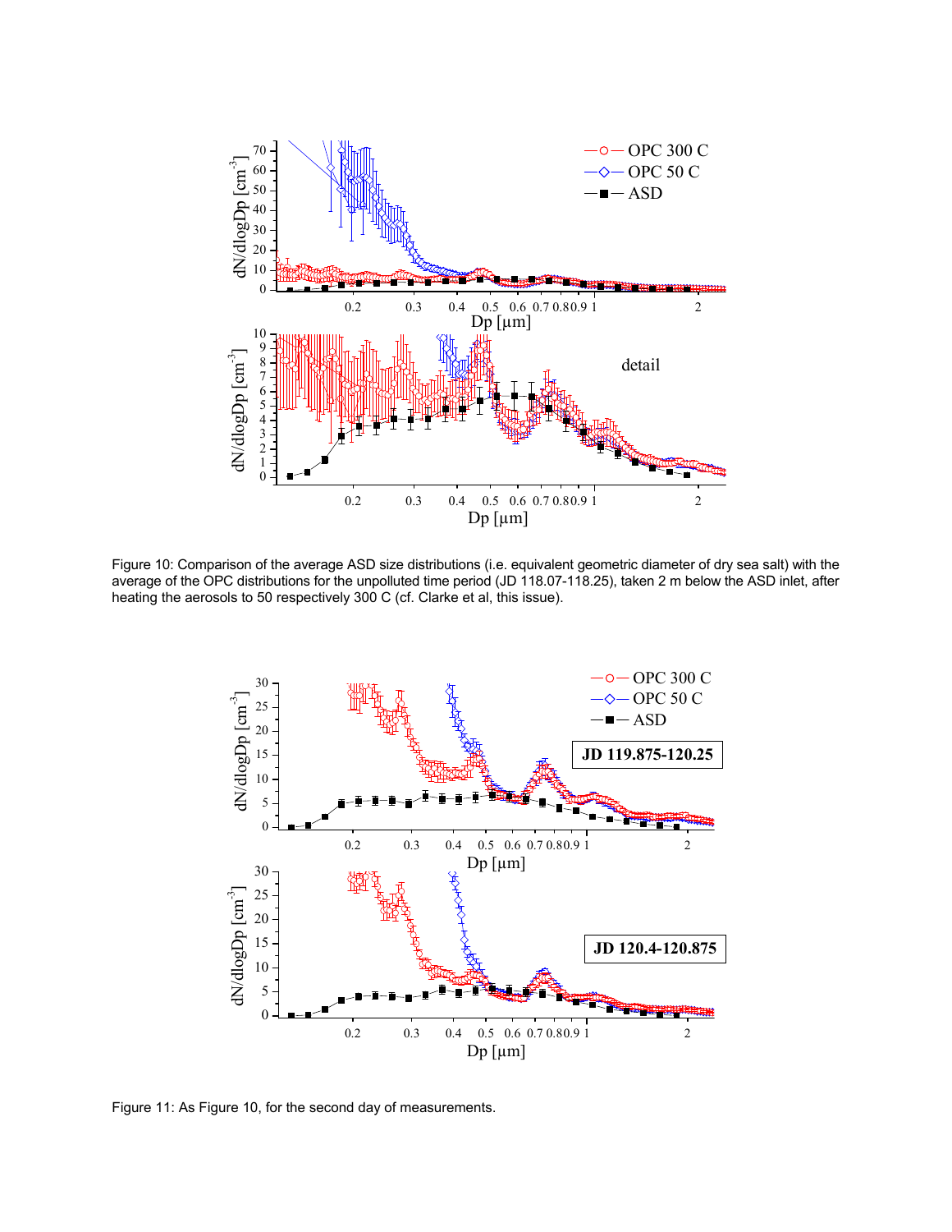Figure 10: Comparison of the average ASD size distributions (i.e. equivalent geometric diameter of dry sea salt) with the average of the OPC distributions for the unpolluted time period (JD 118.07-118.25), taken 2 m below the ASD inlet, after heating the aerosols to 50 respectively 300 C (cf. Clarke et al, this issue).

Figure 11: As Figure 10, for the second day of measurements.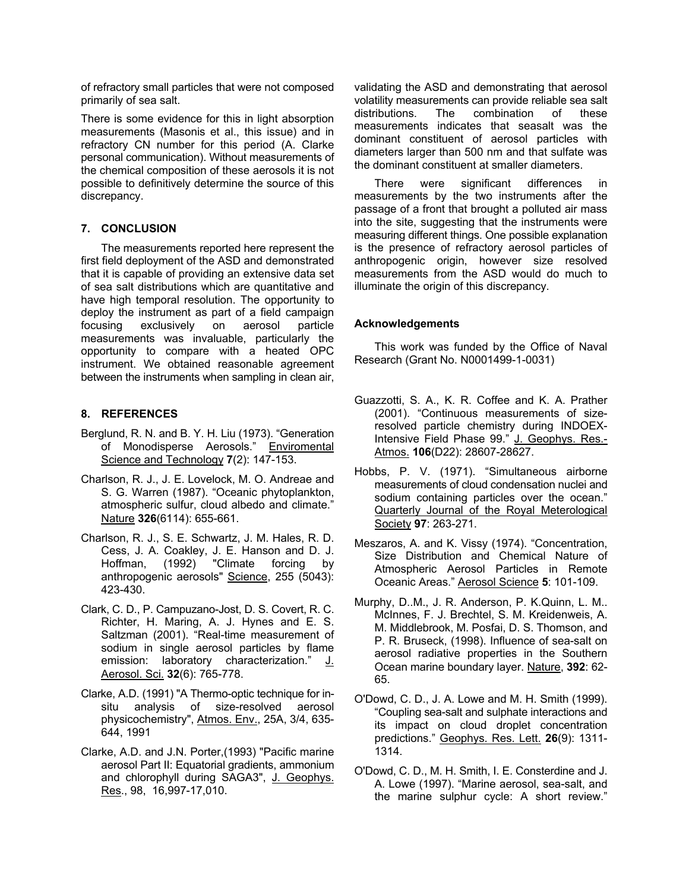of refractory small particles that were not composed primarily of sea salt.

There is some evidence for this in light absorption measurements (Masonis et al., this issue) and in refractory CN number for this period (A. Clarke personal communication). Without measurements of the chemical composition of these aerosols it is not possible to definitively determine the source of this discrepancy.

## 7. CONCLUSION

The measurements reported here represent the first field deployment of the ASD and demonstrated that it is capable of providing an extensive data set of sea salt distributions which are quantitative and have high temporal resolution. The opportunity to deploy the instrument as part of a field campaign focusing exclusively on aerosol particle measurements was invaluable, particularly the opportunity to compare with a heated OPC instrument. We obtained reasonable agreement between the instruments when sampling in clean air, validating the ASD and demonstrating that aerosol volatility measurements can provide reliable sea salt distributions. The combination of these measurements indicates that seasalt was the dominant constituent of aerosol particles with diameters larger than 500 nm and that sulfate was the dominant constituent at smaller diameters.

There were significant differences in measurements by the two instruments after the passage of a front that brought a polluted air mass into the site, suggesting that the instruments were measuring different things. One possible explanation is the presence of refractory aerosol particles of anthropogenic origin, however size resolved measurements from the ASD would do much to illuminate the origin of this discrepancy.

### Acknowledgements

This work was funded by the Office of Naval Research (Grant No. N0001499-1-0031)

## 8. REFERENCES

Berglund, R. N. and B. Y. H. Liu (1973). "Generation of Monodisperse Aerosols." Enviromental Science and Technology **7**(2): 147-153.

Charlson, R. J., J. E. Lovelock, M. O. Andreae and S. G. Warren (1987). "Oceanic phytoplankton, atmospheric sulfur, cloud albedo and climate." Nature **326**(6114): 655-661.

Charlson, R. J., S. E. Schwartz, J. M. Hales, R. D. Cess, J. A. Coakley, J. E. Hanson and D. J. Hoffman, (1992) "Climate forcing by anthropogenic aerosols" Science, 255 (5043): 423-430.

Clark, C. D., P. Campuzano-Jost, D. S. Covert, R. C. Richter, H. Maring, A. J. Hynes and E. S. Saltzman (2001). "Real-time measurement of sodium in single aerosol particles by flame emission: laboratory characterization." J. Aerosol. Sci. **32**(6): 765-778.

Clarke, A.D. (1991) "A Thermo-optic technique for in-situ analysis of size-resolved aerosol physicochemistry", Atmos. Env., 25A, 3/4, 635-644, 1991

Clarke, A.D. and J.N. Porter,(1993) "Pacific marine aerosol Part II: Equatorial gradients, ammonium and chlorophyll during SAGA3", J. Geophys. Res., 98, 16,997-17,010.

Guazzotti, S. A., K. R. Coffee and K. A. Prather (2001). "Continuous measurements of size-resolved particle chemistry during INDOEX-Intensive Field Phase 99." J. Geophys. Res.-Atmos. **106**(D22): 28607-28627.

Hobbs, P. V. (1971). "Simultaneous airborne measurements of cloud condensation nuclei and sodium containing particles over the ocean." Quarterly Journal of the Royal Meterological Society **97**: 263-271.

Meszaros, A. and K. Vissy (1974). "Concentration, Size Distribution and Chemical Nature of Atmospheric Aerosol Particles in Remote Oceanic Areas." Aerosol Science **5**: 101-109.

Murphy, D..M., J. R. Anderson, P. K.Quinn, L. M.. McInnes, F. J. Brechtel, S. M. Kreidenweis, A. M. Middlebrook, M. Posfai, D. S. Thomson, and P. R. Bruseck, (1998). Influence of sea-salt on aerosol radiative properties in the Southern Ocean marine boundary layer. Nature, **392**: 62-65.

O'Dowd, C. D., J. A. Lowe and M. H. Smith (1999). "Coupling sea-salt and sulphate interactions and its impact on cloud droplet concentration predictions." Geophys. Res. Lett. **26**(9): 1311-1314.

O'Dowd, C. D., M. H. Smith, I. E. Consterdine and J. A. Lowe (1997). "Marine aerosol, sea-salt, and the marine sulphur cycle: A short review."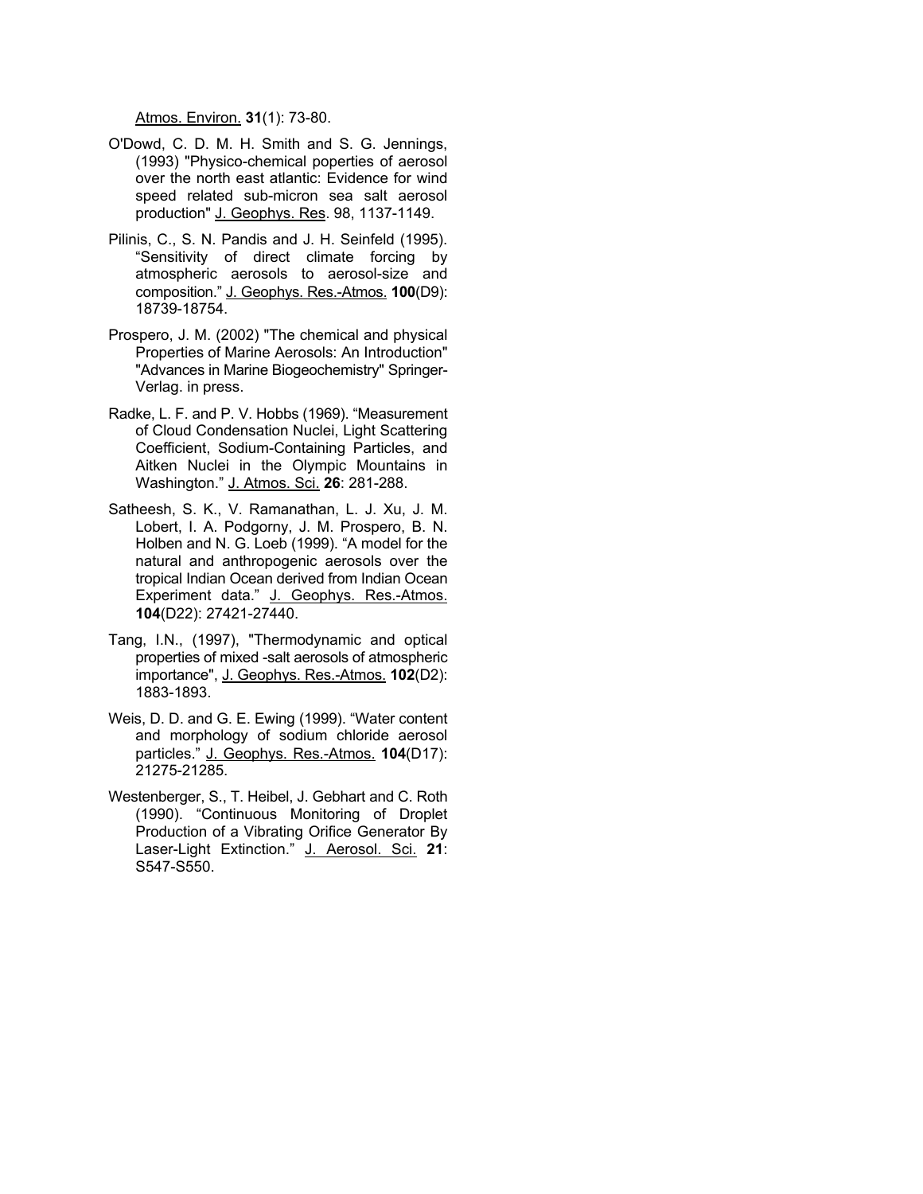Atmos. Environ. **31**(1): 73-80.

O'Dowd, C. D. M. H. Smith and S. G. Jennings, (1993) "Physico-chemical poperties of aerosol over the north east atlantic: Evidence for wind speed related sub-micron sea salt aerosol production" J. Geophys. Res. 98, 1137-1149.

Pilinis, C., S. N. Pandis and J. H. Seinfeld (1995). “Sensitivity of direct climate forcing by atmospheric aerosols to aerosol-size and composition.” J. Geophys. Res.-Atmos. **100**(D9): 18739-18754.

Prospero, J. M. (2002) "The chemical and physical Properties of Marine Aerosols: An Introduction" "Advances in Marine Biogeochemistry" Springer-Verlag. in press.

Radke, L. F. and P. V. Hobbs (1969). “Measurement of Cloud Condensation Nuclei, Light Scattering Coefficient, Sodium-Containing Particles, and Aitken Nuclei in the Olympic Mountains in Washington.” J. Atmos. Sci. **26**: 281-288.

Satheesh, S. K., V. Ramanathan, L. J. Xu, J. M. Lobert, I. A. Podgorny, J. M. Prospero, B. N. Holben and N. G. Loeb (1999). “A model for the natural and anthropogenic aerosols over the tropical Indian Ocean derived from Indian Ocean Experiment data.” J. Geophys. Res.-Atmos. **104**(D22): 27421-27440.

Tang, I.N., (1997), "Thermodynamic and optical properties of mixed -salt aerosols of atmospheric importance", J. Geophys. Res.-Atmos. **102**(D2): 1883-1893.

Weis, D. D. and G. E. Ewing (1999). “Water content and morphology of sodium chloride aerosol particles.” J. Geophys. Res.-Atmos. **104**(D17): 21275-21285.

Westenberger, S., T. Heibel, J. Gebhart and C. Roth (1990). “Continuous Monitoring of Droplet Production of a Vibrating Orifice Generator By Laser-Light Extinction.” J. Aerosol. Sci. **21**: S547-S550.